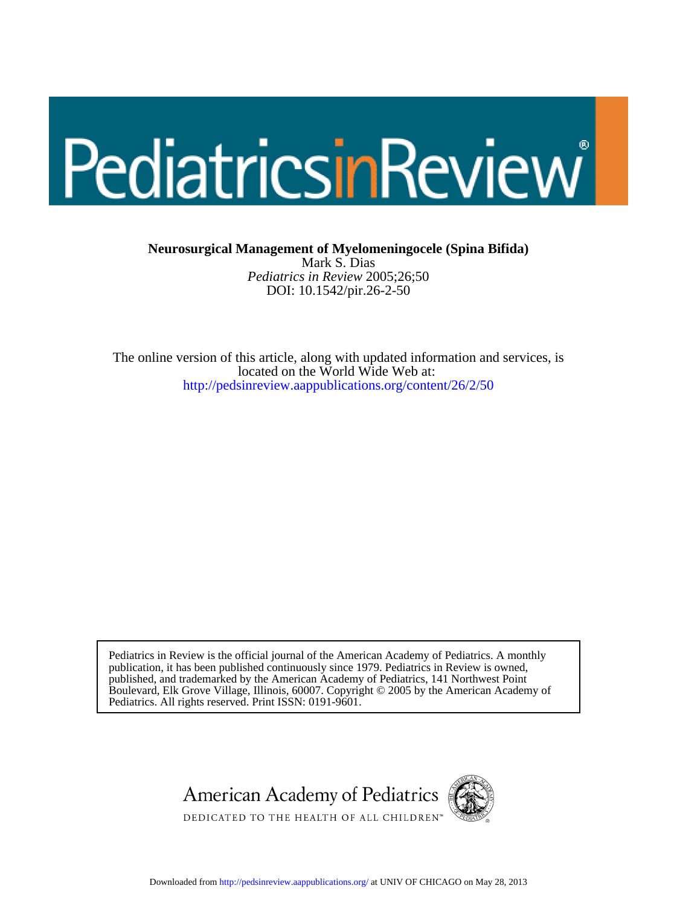# Pediatrics in Review

**Neurosurgical Management of Myelomeningocele (Spina Bifida)**
Mark S. Dias
*Pediatrics in Review* 2005;26;50
DOI: 10.1542/pir.26-2-50

The online version of this article, along with updated information and services, is located on the World Wide Web at:
http://pedsinreview.aappublications.org/content/26/2/50

Pediatrics in Review is the official journal of the American Academy of Pediatrics. A monthly publication, it has been published continuously since 1979. Pediatrics in Review is owned, published, and trademarked by the American Academy of Pediatrics, 141 Northwest Point Boulevard, Elk Grove Village, Illinois, 60007. Copyright © 2005 by the American Academy of Pediatrics. All rights reserved. Print ISSN: 0191-9601.

American Academy of Pediatrics
DEDICATED TO THE HEALTH OF ALL CHILDREN™

Downloaded from http://pedsinreview.aappublications.org/ at UNIV OF CHICAGO on May 28, 2013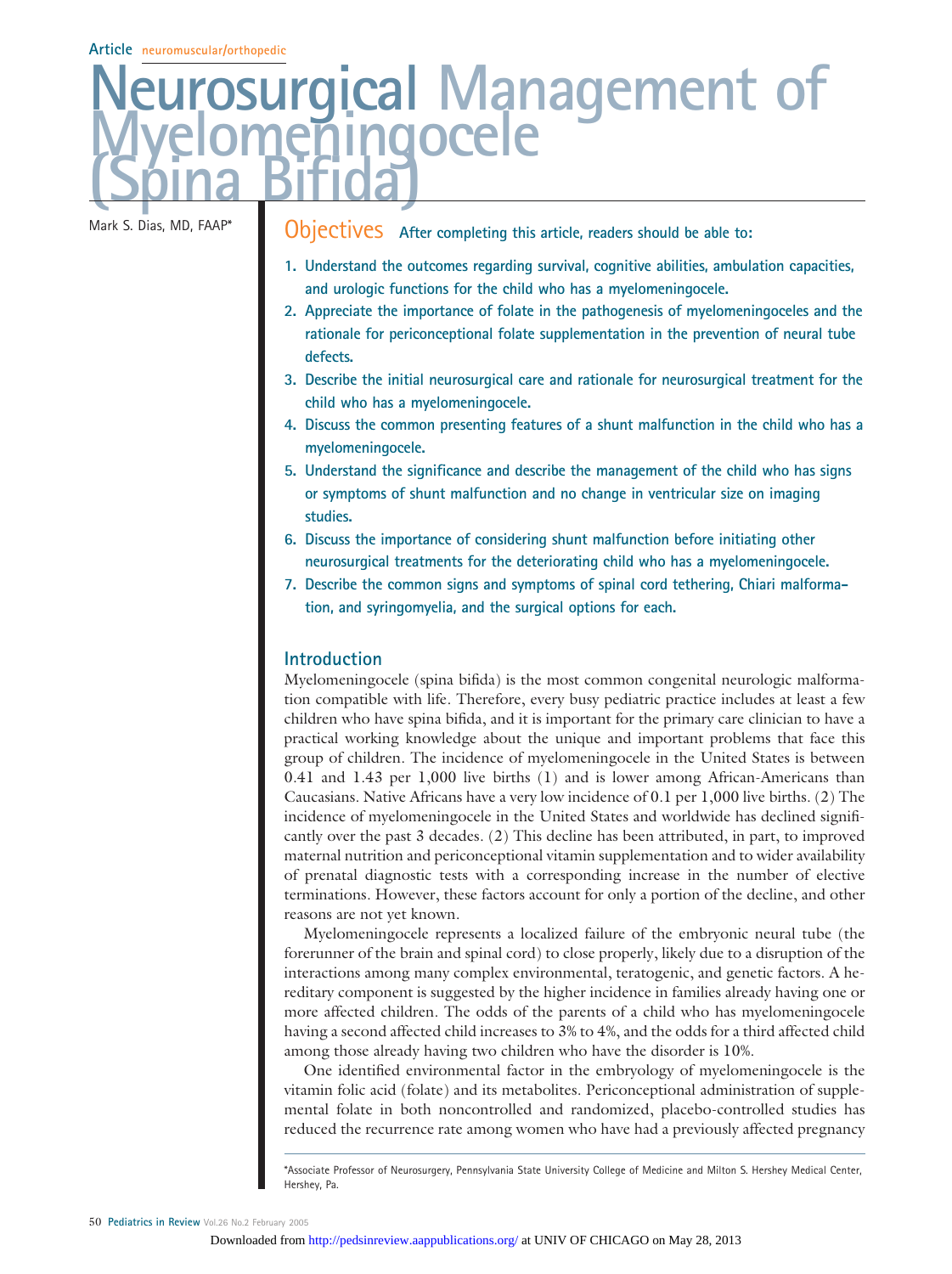Article neuromuscular/orthopedic

# Neurosurgical Management of Myelomeningocele (Spina Bifida)

Mark S. Dias, MD, FAAP*

## Objectives

After completing this article, readers should be able to:

1. Understand the outcomes regarding survival, cognitive abilities, ambulation capacities, and urologic functions for the child who has a myelomeningocele.
2. Appreciate the importance of folate in the pathogenesis of myelomeningoceles and the rationale for periconceptional folate supplementation in the prevention of neural tube defects.
3. Describe the initial neurosurgical care and rationale for neurosurgical treatment for the child who has a myelomeningocele.
4. Discuss the common presenting features of a shunt malfunction in the child who has a myelomeningocele.
5. Understand the significance and describe the management of the child who has signs or symptoms of shunt malfunction and no change in ventricular size on imaging studies.
6. Discuss the importance of considering shunt malfunction before initiating other neurosurgical treatments for the deteriorating child who has a myelomeningocele.
7. Describe the common signs and symptoms of spinal cord tethering, Chiari malformation, and syringomyelia, and the surgical options for each.

## Introduction

Myelomeningocele (spina bifida) is the most common congenital neurologic malformation compatible with life. Therefore, every busy pediatric practice includes at least a few children who have spina bifida, and it is important for the primary care clinician to have a practical working knowledge about the unique and important problems that face this group of children. The incidence of myelomeningocele in the United States is between 0.41 and 1.43 per 1,000 live births (1) and is lower among African-Americans than Caucasians. Native Africans have a very low incidence of 0.1 per 1,000 live births. (2) The incidence of myelomeningocele in the United States and worldwide has declined significantly over the past 3 decades. (2) This decline has been attributed, in part, to improved maternal nutrition and periconceptional vitamin supplementation and to wider availability of prenatal diagnostic tests with a corresponding increase in the number of elective terminations. However, these factors account for only a portion of the decline, and other reasons are not yet known.

Myelomeningocele represents a localized failure of the embryonic neural tube (the forerunner of the brain and spinal cord) to close properly, likely due to a disruption of the interactions among many complex environmental, teratogenic, and genetic factors. A hereditary component is suggested by the higher incidence in families already having one or more affected children. The odds of the parents of a child who has myelomeningocele having a second affected child increases to 3% to 4%, and the odds for a third affected child among those already having two children who have the disorder is 10%.

One identified environmental factor in the embryology of myelomeningocele is the vitamin folic acid (folate) and its metabolites. Periconceptional administration of supplemental folate in both noncontrolled and randomized, placebo-controlled studies has reduced the recurrence rate among women who have had a previously affected pregnancy

*Associate Professor of Neurosurgery, Pennsylvania State University College of Medicine and Milton S. Hershey Medical Center, Hershey, Pa.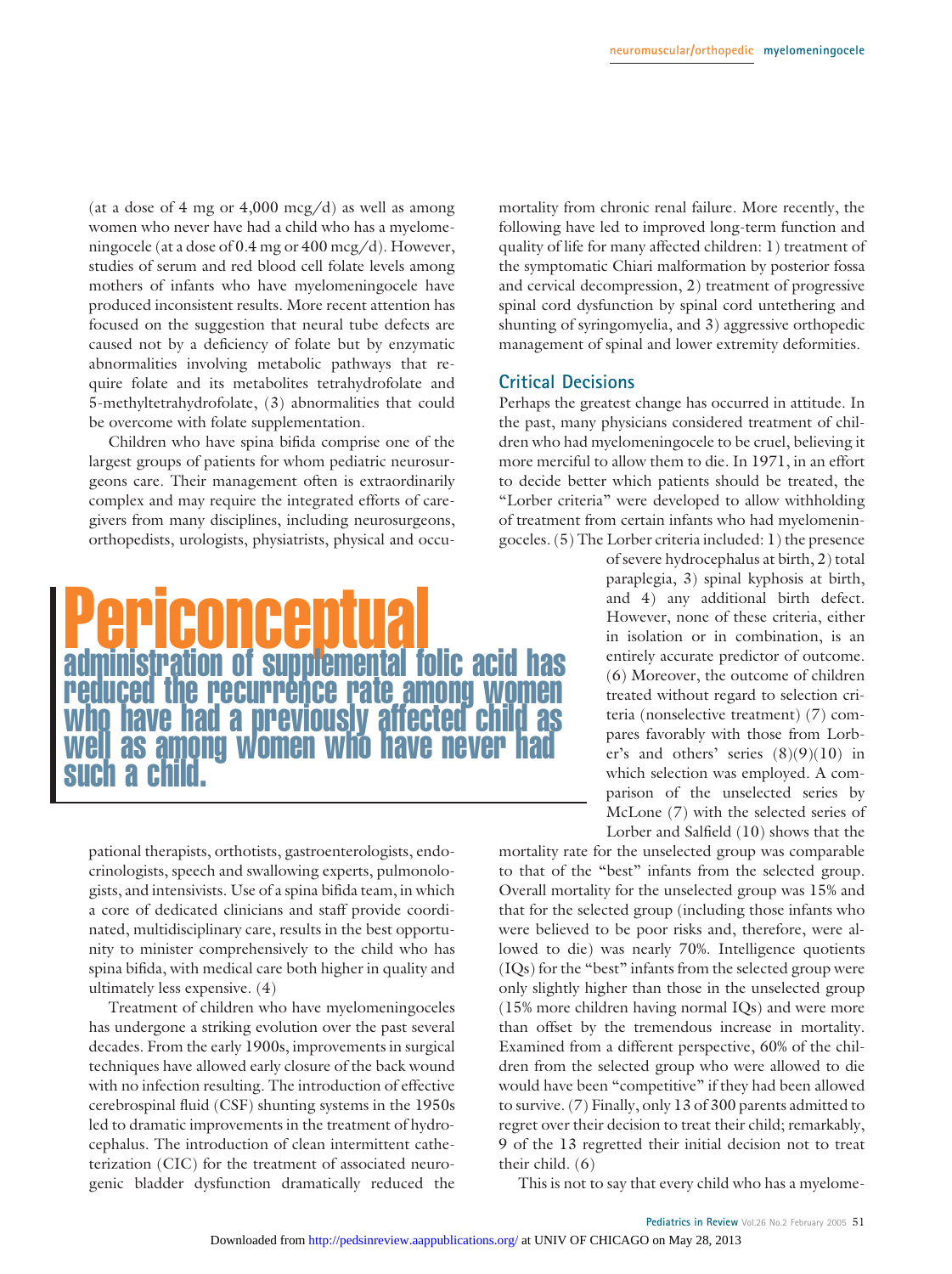(at a dose of 4 mg or 4,000 mcg/d) as well as among women who never have had a child who has a myelomeningocele (at a dose of 0.4 mg or 400 mcg/d). However, studies of serum and red blood cell folate levels among mothers of infants who have myelomeningocele have produced inconsistent results. More recent attention has focused on the suggestion that neural tube defects are caused not by a deficiency of folate but by enzymatic abnormalities involving metabolic pathways that require folate and its metabolites tetrahydrofolate and 5-methyltetrahydrofolate, (3) abnormalities that could be overcome with folate supplementation.

Children who have spina bifida comprise one of the largest groups of patients for whom pediatric neurosurgeons care. Their management often is extraordinarily complex and may require the integrated efforts of caregivers from many disciplines, including neurosurgeons, orthopedists, urologists, physiatrists, physical and occupational therapists, orthotists, gastroenterologists, endocrinologists, speech and swallowing experts, pulmonologists, and intensivists. Use of a spina bifida team, in which a core of dedicated clinicians and staff provide coordinated, multidisciplinary care, results in the best opportunity to minister comprehensively to the child who has spina bifida, with medical care both higher in quality and ultimately less expensive. (4)

> **Periconceptual** administration of supplemental folic acid has reduced the recurrence rate among women who have had a previously affected child as well as among women who have never had such a child.

Treatment of children who have myelomeningoceles has undergone a striking evolution over the past several decades. From the early 1900s, improvements in surgical techniques have allowed early closure of the back wound with no infection resulting. The introduction of effective cerebrospinal fluid (CSF) shunting systems in the 1950s led to dramatic improvements in the treatment of hydrocephalus. The introduction of clean intermittent catheterization (CIC) for the treatment of associated neurogenic bladder dysfunction dramatically reduced the mortality from chronic renal failure. More recently, the following have led to improved long-term function and quality of life for many affected children: 1) treatment of the symptomatic Chiari malformation by posterior fossa and cervical decompression, 2) treatment of progressive spinal cord dysfunction by spinal cord untethering and shunting of syringomyelia, and 3) aggressive orthopedic management of spinal and lower extremity deformities.

## Critical Decisions

Perhaps the greatest change has occurred in attitude. In the past, many physicians considered treatment of children who had myelomeningocele to be cruel, believing it more merciful to allow them to die. In 1971, in an effort to decide better which patients should be treated, the "Lorber criteria" were developed to allow withholding of treatment from certain infants who had myelomeningoceles. (5) The Lorber criteria included: 1) the presence of severe hydrocephalus at birth, 2) total paraplegia, 3) spinal kyphosis at birth, and 4) any additional birth defect. However, none of these criteria, either in isolation or in combination, is an entirely accurate predictor of outcome. (6) Moreover, the outcome of children treated without regard to selection criteria (nonselective treatment) (7) compares favorably with those from Lorber's and others' series (8)(9)(10) in which selection was employed. A comparison of the unselected series by McLone (7) with the selected series of Lorber and Salfield (10) shows that the mortality rate for the unselected group was comparable to that of the "best" infants from the selected group. Overall mortality for the unselected group was 15% and that for the selected group (including those infants who were believed to be poor risks and, therefore, were allowed to die) was nearly 70%. Intelligence quotients (IQs) for the "best" infants from the selected group were only slightly higher than those in the unselected group (15% more children having normal IQs) and were more than offset by the tremendous increase in mortality. Examined from a different perspective, 60% of the children from the selected group who were allowed to die would have been "competitive" if they had been allowed to survive. (7) Finally, only 13 of 300 parents admitted to regret over their decision to treat their child; remarkably, 9 of the 13 regretted their initial decision not to treat their child. (6)

This is not to say that every child who has a myelome-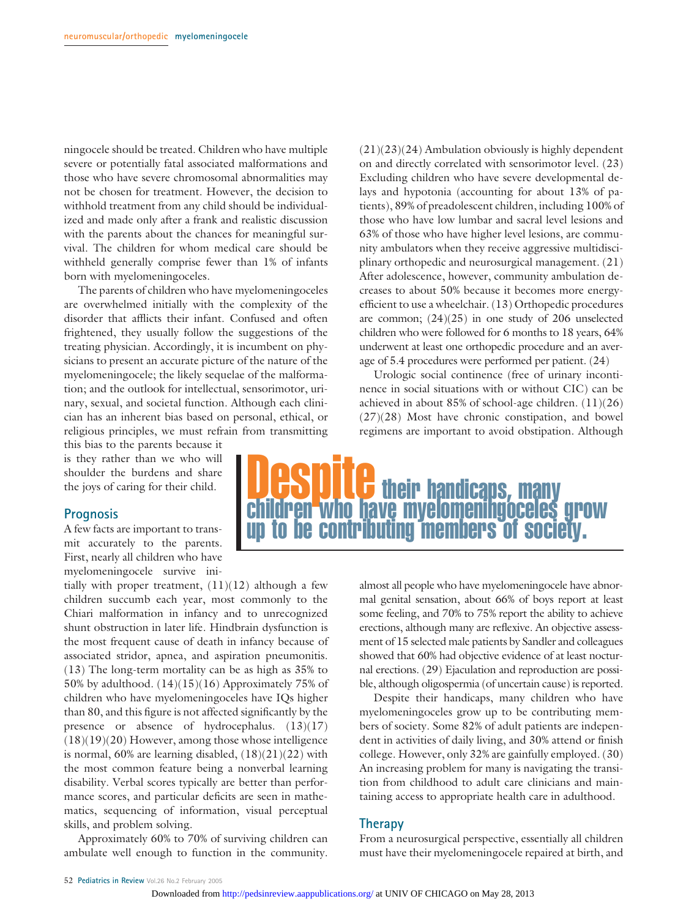ningocele should be treated. Children who have multiple severe or potentially fatal associated malformations and those who have severe chromosomal abnormalities may not be chosen for treatment. However, the decision to withhold treatment from any child should be individualized and made only after a frank and realistic discussion with the parents about the chances for meaningful survival. The children for whom medical care should be withheld generally comprise fewer than 1% of infants born with myelomeningoceles.

The parents of children who have myelomeningoceles are overwhelmed initially with the complexity of the disorder that afflicts their infant. Confused and often frightened, they usually follow the suggestions of the treating physician. Accordingly, it is incumbent on physicians to present an accurate picture of the nature of the myelomeningocele; the likely sequelae of the malformation; and the outlook for intellectual, sensorimotor, urinary, sexual, and societal function. Although each clinician has an inherent bias based on personal, ethical, or religious principles, we must refrain from transmitting this bias to the parents because it is they rather than we who will shoulder the burdens and share the joys of caring for their child.

## Prognosis

A few facts are important to transmit accurately to the parents. First, nearly all children who have myelomeningocele survive initially with proper treatment, (11)(12) although a few children succumb each year, most commonly to the Chiari malformation in infancy and to unrecognized shunt obstruction in later life. Hindbrain dysfunction is the most frequent cause of death in infancy because of associated stridor, apnea, and aspiration pneumonitis. (13) The long-term mortality can be as high as 35% to 50% by adulthood. (14)(15)(16) Approximately 75% of children who have myelomeningoceles have IQs higher than 80, and this figure is not affected significantly by the presence or absence of hydrocephalus. (13)(17)(18)(19)(20) However, among those whose intelligence is normal, 60% are learning disabled, (18)(21)(22) with the most common feature being a nonverbal learning disability. Verbal scores typically are better than performance scores, and particular deficits are seen in mathematics, sequencing of information, visual perceptual skills, and problem solving.

Approximately 60% to 70% of surviving children can ambulate well enough to function in the community. (21)(23)(24) Ambulation obviously is highly dependent on and directly correlated with sensorimotor level. (23) Excluding children who have severe developmental delays and hypotonia (accounting for about 13% of patients), 89% of preadolescent children, including 100% of those who have low lumbar and sacral level lesions and 63% of those who have higher level lesions, are community ambulators when they receive aggressive multidisciplinary orthopedic and neurosurgical management. (21) After adolescence, however, community ambulation decreases to about 50% because it becomes more energy-efficient to use a wheelchair. (13) Orthopedic procedures are common; (24)(25) in one study of 206 unselected children who were followed for 6 months to 18 years, 64% underwent at least one orthopedic procedure and an average of 5.4 procedures were performed per patient. (24)

Urologic social continence (free of urinary incontinence in social situations with or without CIC) can be achieved in about 85% of school-age children. (11)(26)(27)(28) Most have chronic constipation, and bowel regimens are important to avoid obstipation. Although almost all people who have myelomeningocele have abnormal genital sensation, about 66% of boys report at least some feeling, and 70% to 75% report the ability to achieve erections, although many are reflexive. An objective assessment of 15 selected male patients by Sandler and colleagues showed that 60% had objective evidence of at least nocturnal erections. (29) Ejaculation and reproduction are possible, although oligospermia (of uncertain cause) is reported.

**Despite their handicaps, many children who have myelomeningoceles grow up to be contributing members of society.**

Despite their handicaps, many children who have myelomeningoceles grow up to be contributing members of society. Some 82% of adult patients are independent in activities of daily living, and 30% attend or finish college. However, only 32% are gainfully employed. (30) An increasing problem for many is navigating the transition from childhood to adult care clinicians and maintaining access to appropriate health care in adulthood.

## Therapy

From a neurosurgical perspective, essentially all children must have their myelomeningocele repaired at birth, and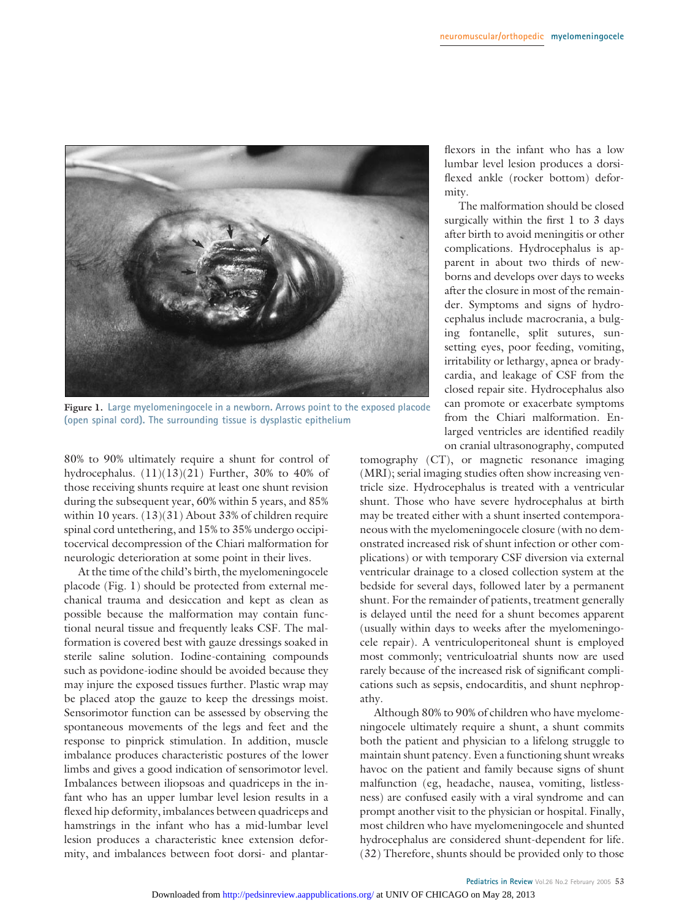Figure 1. Large myelomeningocele in a newborn. Arrows point to the exposed placode (open spinal cord). The surrounding tissue is dysplastic epithelium

80% to 90% ultimately require a shunt for control of hydrocephalus. (11)(13)(21) Further, 30% to 40% of those receiving shunts require at least one shunt revision during the subsequent year, 60% within 5 years, and 85% within 10 years. (13)(31) About 33% of children require spinal cord untethering, and 15% to 35% undergo occipitocervical decompression of the Chiari malformation for neurologic deterioration at some point in their lives.

At the time of the child's birth, the myelomeningocele placode (Fig. 1) should be protected from external mechanical trauma and desiccation and kept as clean as possible because the malformation may contain functional neural tissue and frequently leaks CSF. The malformation is covered best with gauze dressings soaked in sterile saline solution. Iodine-containing compounds such as povidone-iodine should be avoided because they may injure the exposed tissues further. Plastic wrap may be placed atop the gauze to keep the dressings moist. Sensorimotor function can be assessed by observing the spontaneous movements of the legs and feet and the response to pinprick stimulation. In addition, muscle imbalance produces characteristic postures of the lower limbs and gives a good indication of sensorimotor level. Imbalances between iliopsoas and quadriceps in the infant who has an upper lumbar level lesion results in a flexed hip deformity, imbalances between quadriceps and hamstrings in the infant who has a mid-lumbar level lesion produces a characteristic knee extension deformity, and imbalances between foot dorsi- and plantarflexors in the infant who has a low lumbar level lesion produces a dorsiflexed ankle (rocker bottom) deformity.

The malformation should be closed surgically within the first 1 to 3 days after birth to avoid meningitis or other complications. Hydrocephalus is apparent in about two thirds of newborns and develops over days to weeks after the closure in most of the remainder. Symptoms and signs of hydrocephalus include macrocrania, a bulging fontanelle, split sutures, sunsetting eyes, poor feeding, vomiting, irritability or lethargy, apnea or bradycardia, and leakage of CSF from the closed repair site. Hydrocephalus also can promote or exacerbate symptoms from the Chiari malformation. Enlarged ventricles are identified readily on cranial ultrasonography, computed tomography (CT), or magnetic resonance imaging (MRI); serial imaging studies often show increasing ventricle size. Hydrocephalus is treated with a ventricular shunt. Those who have severe hydrocephalus at birth may be treated either with a shunt inserted contemporaneous with the myelomeningocele closure (with no demonstrated increased risk of shunt infection or other complications) or with temporary CSF diversion via external ventricular drainage to a closed collection system at the bedside for several days, followed later by a permanent shunt. For the remainder of patients, treatment generally is delayed until the need for a shunt becomes apparent (usually within days to weeks after the myelomeningocele repair). A ventriculoperitoneal shunt is employed most commonly; ventriculoatrial shunts now are used rarely because of the increased risk of significant complications such as sepsis, endocarditis, and shunt nephropathy.

Although 80% to 90% of children who have myelomeningocele ultimately require a shunt, a shunt commits both the patient and physician to a lifelong struggle to maintain shunt patency. Even a functioning shunt wreaks havoc on the patient and family because signs of shunt malfunction (eg, headache, nausea, vomiting, listlessness) are confused easily with a viral syndrome and can prompt another visit to the physician or hospital. Finally, most children who have myelomeningocele and shunted hydrocephalus are considered shunt-dependent for life. (32) Therefore, shunts should be provided only to those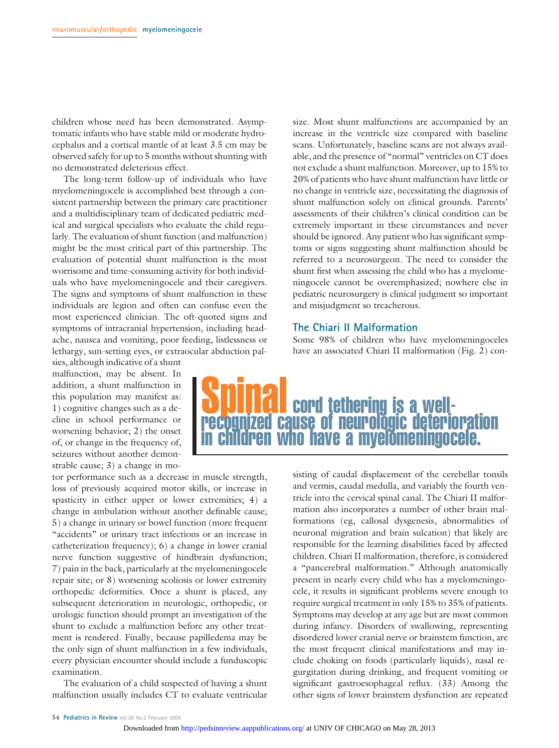children whose need has been demonstrated. Asymptomatic infants who have stable mild or moderate hydrocephalus and a cortical mantle of at least 3.5 cm may be observed safely for up to 5 months without shunting with no demonstrated deleterious effect.

The long-term follow-up of individuals who have myelomeningocele is accomplished best through a consistent partnership between the primary care practitioner and a multidisciplinary team of dedicated pediatric medical and surgical specialists who evaluate the child regularly. The evaluation of shunt function (and malfunction) might be the most critical part of this partnership. The evaluation of potential shunt malfunction is the most worrisome and time-consuming activity for both individuals who have myelomeningocele and their caregivers. The signs and symptoms of shunt malfunction in these individuals are legion and often can confuse even the most experienced clinician. The oft-quoted signs and symptoms of intracranial hypertension, including headache, nausea and vomiting, poor feeding, listlessness or lethargy, sun-setting eyes, or extraocular abduction palsies, although indicative of a shunt malfunction, may be absent. In addition, a shunt malfunction in this population may manifest as: 1) cognitive changes such as a decline in school performance or worsening behavior; 2) the onset of, or change in the frequency of, seizures without another demonstrable cause; 3) a change in motor performance such as a decrease in muscle strength, loss of previously acquired motor skills, or increase in spasticity in either upper or lower extremities; 4) a change in ambulation without another definable cause; 5) a change in urinary or bowel function (more frequent "accidents" or urinary tract infections or an increase in catheterization frequency); 6) a change in lower cranial nerve function suggestive of hindbrain dysfunction; 7) pain in the back, particularly at the myelomeningocele repair site; or 8) worsening scoliosis or lower extremity orthopedic deformities. Once a shunt is placed, any subsequent deterioration in neurologic, orthopedic, or urologic function should prompt an investigation of the shunt to exclude a malfunction before any other treatment is rendered. Finally, because papilledema may be the only sign of shunt malfunction in a few individuals, every physician encounter should include a funduscopic examination.

The evaluation of a child suspected of having a shunt malfunction usually includes CT to evaluate ventricular size. Most shunt malfunctions are accompanied by an increase in the ventricle size compared with baseline scans. Unfortunately, baseline scans are not always available, and the presence of "normal" ventricles on CT does not exclude a shunt malfunction. Moreover, up to 15% to 20% of patients who have shunt malfunction have little or no change in ventricle size, necessitating the diagnosis of shunt malfunction solely on clinical grounds. Parents' assessments of their children's clinical condition can be extremely important in these circumstances and never should be ignored. Any patient who has significant symptoms or signs suggesting shunt malfunction should be referred to a neurosurgeon. The need to consider the shunt first when assessing the child who has a myelomeningocele cannot be overemphasized; nowhere else in pediatric neurosurgery is clinical judgment so important and misjudgment so treacherous.

> **Spinal cord tethering is a well-recognized cause of neurologic deterioration in children who have a myelomeningocele.**

## The Chiari II Malformation

Some 98% of children who have myelomeningoceles have an associated Chiari II malformation (Fig. 2) consisting of caudal displacement of the cerebellar tonsils and vermis, caudal medulla, and variably the fourth ventricle into the cervical spinal canal. The Chiari II malformation also incorporates a number of other brain malformations (eg, callosal dysgenesis, abnormalities of neuronal migration and brain sulcation) that likely are responsible for the learning disabilities faced by affected children. Chiari II malformation, therefore, is considered a "pancerebral malformation." Although anatomically present in nearly every child who has a myelomeningocele, it results in significant problems severe enough to require surgical treatment in only 15% to 35% of patients. Symptoms may develop at any age but are most common during infancy. Disorders of swallowing, representing disordered lower cranial nerve or brainstem function, are the most frequent clinical manifestations and may include choking on foods (particularly liquids), nasal regurgitation during drinking, and frequent vomiting or significant gastroesophageal reflux. (33) Among the other signs of lower brainstem dysfunction are repeated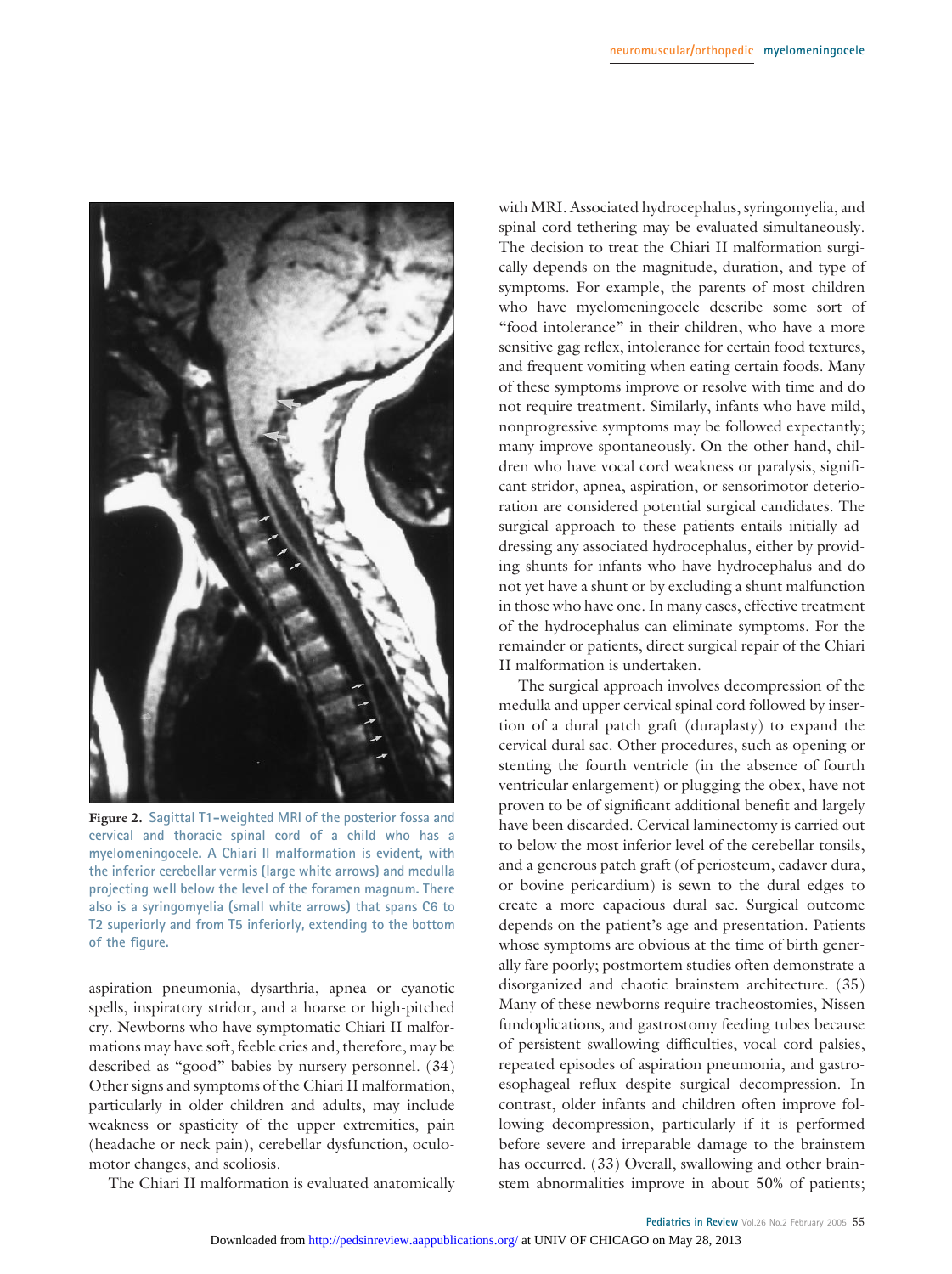**Figure 2.** Sagittal T1-weighted MRI of the posterior fossa and cervical and thoracic spinal cord of a child who has a myelomeningocele. A Chiari II malformation is evident, with the inferior cerebellar vermis (large white arrows) and medulla projecting well below the level of the foramen magnum. There also is a syringomyelia (small white arrows) that spans C6 to T2 superiorly and from T5 inferiorly, extending to the bottom of the figure.

aspiration pneumonia, dysarthria, apnea or cyanotic spells, inspiratory stridor, and a hoarse or high-pitched cry. Newborns who have symptomatic Chiari II malformations may have soft, feeble cries and, therefore, may be described as "good" babies by nursery personnel. (34) Other signs and symptoms of the Chiari II malformation, particularly in older children and adults, may include weakness or spasticity of the upper extremities, pain (headache or neck pain), cerebellar dysfunction, oculomotor changes, and scoliosis.

The Chiari II malformation is evaluated anatomically with MRI. Associated hydrocephalus, syringomyelia, and spinal cord tethering may be evaluated simultaneously. The decision to treat the Chiari II malformation surgically depends on the magnitude, duration, and type of symptoms. For example, the parents of most children who have myelomeningocele describe some sort of "food intolerance" in their children, who have a more sensitive gag reflex, intolerance for certain food textures, and frequent vomiting when eating certain foods. Many of these symptoms improve or resolve with time and do not require treatment. Similarly, infants who have mild, nonprogressive symptoms may be followed expectantly; many improve spontaneously. On the other hand, children who have vocal cord weakness or paralysis, significant stridor, apnea, aspiration, or sensorimotor deterioration are considered potential surgical candidates. The surgical approach to these patients entails initially addressing any associated hydrocephalus, either by providing shunts for infants who have hydrocephalus and do not yet have a shunt or by excluding a shunt malfunction in those who have one. In many cases, effective treatment of the hydrocephalus can eliminate symptoms. For the remainder or patients, direct surgical repair of the Chiari II malformation is undertaken.

The surgical approach involves decompression of the medulla and upper cervical spinal cord followed by insertion of a dural patch graft (duraplasty) to expand the cervical dural sac. Other procedures, such as opening or stenting the fourth ventricle (in the absence of fourth ventricular enlargement) or plugging the obex, have not proven to be of significant additional benefit and largely have been discarded. Cervical laminectomy is carried out to below the most inferior level of the cerebellar tonsils, and a generous patch graft (of periosteum, cadaver dura, or bovine pericardium) is sewn to the dural edges to create a more capacious dural sac. Surgical outcome depends on the patient's age and presentation. Patients whose symptoms are obvious at the time of birth generally fare poorly; postmortem studies often demonstrate a disorganized and chaotic brainstem architecture. (35) Many of these newborns require tracheostomies, Nissen fundoplications, and gastrostomy feeding tubes because of persistent swallowing difficulties, vocal cord palsies, repeated episodes of aspiration pneumonia, and gastroesophageal reflux despite surgical decompression. In contrast, older infants and children often improve following decompression, particularly if it is performed before severe and irreparable damage to the brainstem has occurred. (33) Overall, swallowing and other brainstem abnormalities improve in about 50% of patients;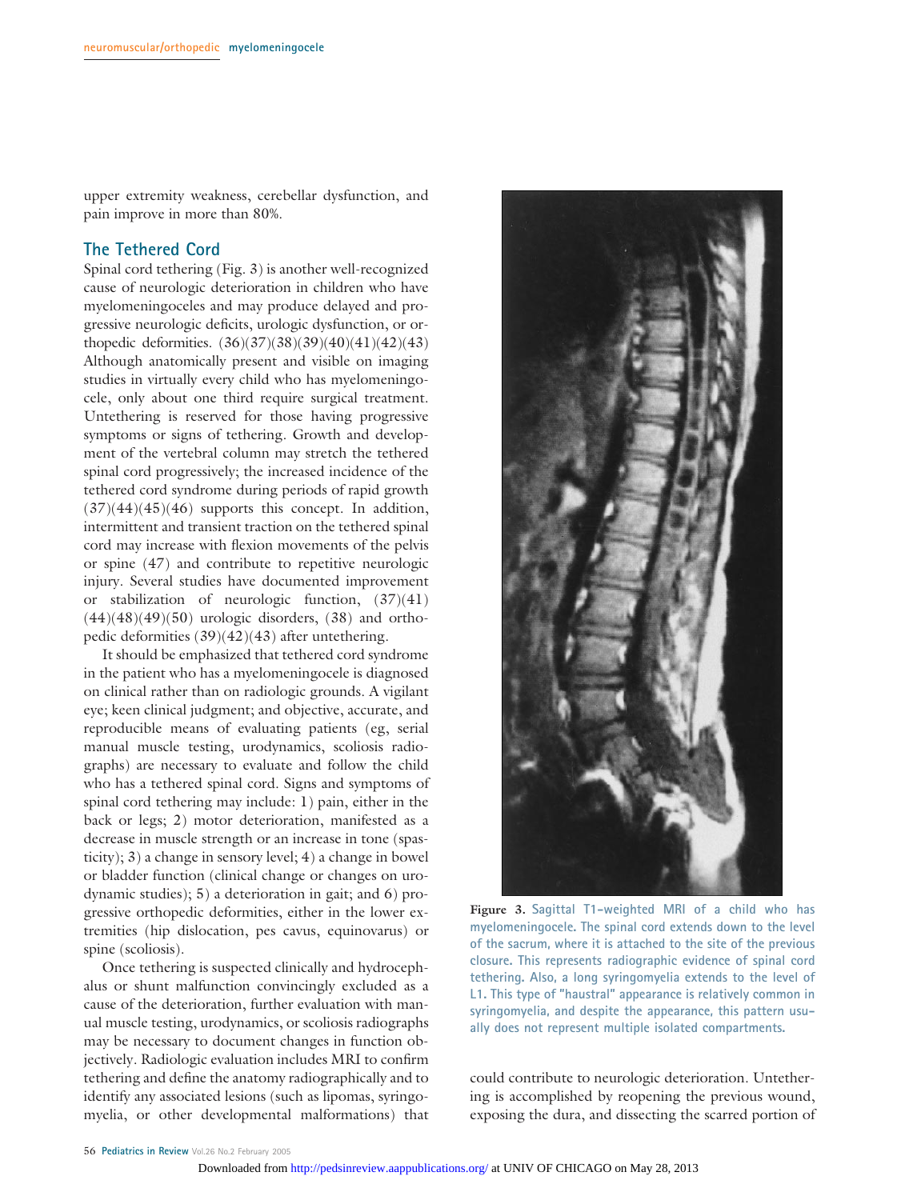upper extremity weakness, cerebellar dysfunction, and pain improve in more than 80%.

## The Tethered Cord

Spinal cord tethering (Fig. 3) is another well-recognized cause of neurologic deterioration in children who have myelomeningoceles and may produce delayed and progressive neurologic deficits, urologic dysfunction, or orthopedic deformities. (36)(37)(38)(39)(40)(41)(42)(43) Although anatomically present and visible on imaging studies in virtually every child who has myelomeningocele, only about one third require surgical treatment. Untethering is reserved for those having progressive symptoms or signs of tethering. Growth and development of the vertebral column may stretch the tethered spinal cord progressively; the increased incidence of the tethered cord syndrome during periods of rapid growth (37)(44)(45)(46) supports this concept. In addition, intermittent and transient traction on the tethered spinal cord may increase with flexion movements of the pelvis or spine (47) and contribute to repetitive neurologic injury. Several studies have documented improvement or stabilization of neurologic function, (37)(41)(44)(48)(49)(50) urologic disorders, (38) and orthopedic deformities (39)(42)(43) after untethering.

It should be emphasized that tethered cord syndrome in the patient who has a myelomeningocele is diagnosed on clinical rather than on radiologic grounds. A vigilant eye; keen clinical judgment; and objective, accurate, and reproducible means of evaluating patients (eg, serial manual muscle testing, urodynamics, scoliosis radiographs) are necessary to evaluate and follow the child who has a tethered spinal cord. Signs and symptoms of spinal cord tethering may include: 1) pain, either in the back or legs; 2) motor deterioration, manifested as a decrease in muscle strength or an increase in tone (spasticity); 3) a change in sensory level; 4) a change in bowel or bladder function (clinical change or changes on urodynamic studies); 5) a deterioration in gait; and 6) progressive orthopedic deformities, either in the lower extremities (hip dislocation, pes cavus, equinovarus) or spine (scoliosis).

Once tethering is suspected clinically and hydrocephalus or shunt malfunction convincingly excluded as a cause of the deterioration, further evaluation with manual muscle testing, urodynamics, or scoliosis radiographs may be necessary to document changes in function objectively. Radiologic evaluation includes MRI to confirm tethering and define the anatomy radiographically and to identify any associated lesions (such as lipomas, syringomyelia, or other developmental malformations) that could contribute to neurologic deterioration. Untethering is accomplished by reopening the previous wound, exposing the dura, and dissecting the scarred portion of

**Figure 3.** Sagittal T1-weighted MRI of a child who has myelomeningocele. The spinal cord extends down to the level of the sacrum, where it is attached to the site of the previous closure. This represents radiographic evidence of spinal cord tethering. Also, a long syringomyelia extends to the level of L1. This type of "haustral" appearance is relatively common in syringomyelia, and despite the appearance, this pattern usually does not represent multiple isolated compartments.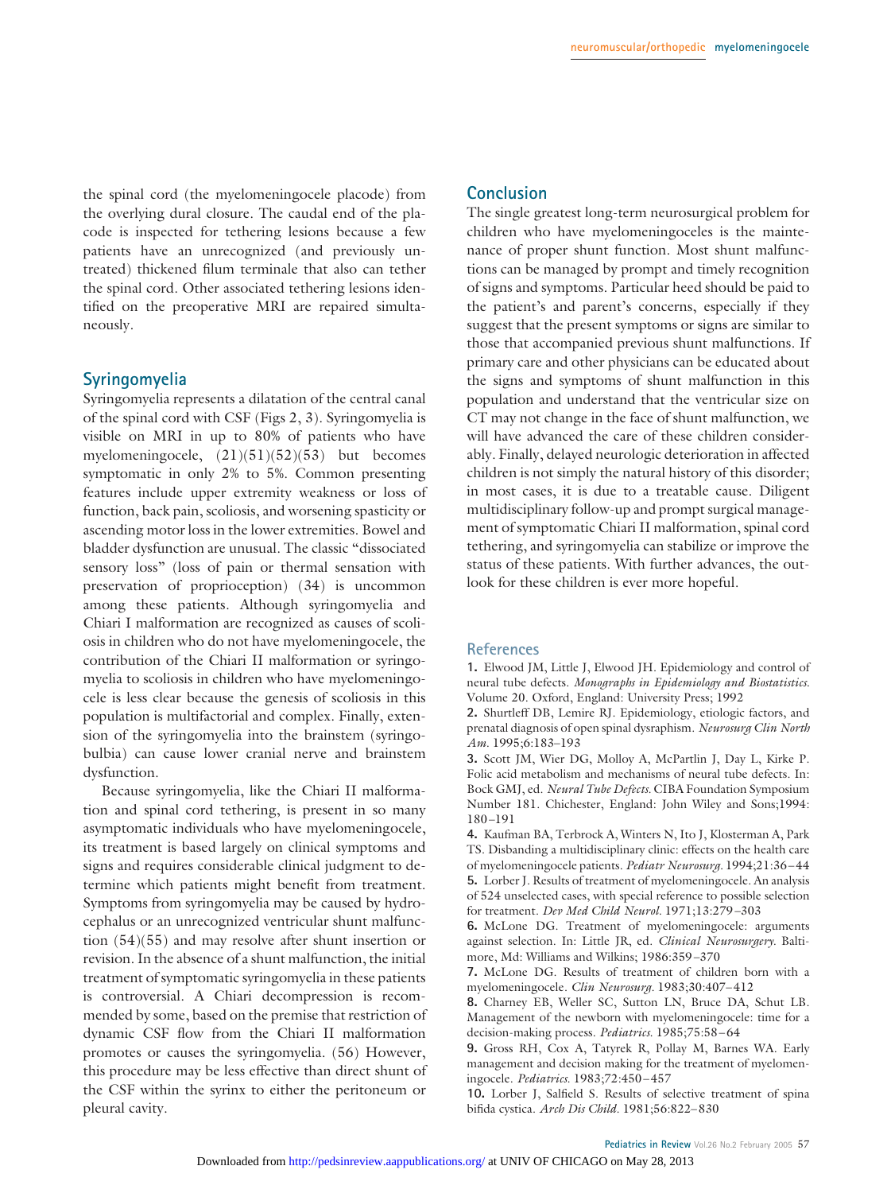the spinal cord (the myelomeningocele placode) from the overlying dural closure. The caudal end of the placode is inspected for tethering lesions because a few patients have an unrecognized (and previously untreated) thickened filum terminale that also can tether the spinal cord. Other associated tethering lesions identified on the preoperative MRI are repaired simultaneously.

## Syringomyelia

Syringomyelia represents a dilatation of the central canal of the spinal cord with CSF (Figs 2, 3). Syringomyelia is visible on MRI in up to 80% of patients who have myelomeningocele, (21)(51)(52)(53) but becomes symptomatic in only 2% to 5%. Common presenting features include upper extremity weakness or loss of function, back pain, scoliosis, and worsening spasticity or ascending motor loss in the lower extremities. Bowel and bladder dysfunction are unusual. The classic "dissociated sensory loss" (loss of pain or thermal sensation with preservation of proprioception) (34) is uncommon among these patients. Although syringomyelia and Chiari I malformation are recognized as causes of scoliosis in children who do not have myelomeningocele, the contribution of the Chiari II malformation or syringomyelia to scoliosis in children who have myelomeningocele is less clear because the genesis of scoliosis in this population is multifactorial and complex. Finally, extension of the syringomyelia into the brainstem (syringobulbia) can cause lower cranial nerve and brainstem dysfunction.

Because syringomyelia, like the Chiari II malformation and spinal cord tethering, is present in so many asymptomatic individuals who have myelomeningocele, its treatment is based largely on clinical symptoms and signs and requires considerable clinical judgment to determine which patients might benefit from treatment. Symptoms from syringomyelia may be caused by hydrocephalus or an unrecognized ventricular shunt malfunction (54)(55) and may resolve after shunt insertion or revision. In the absence of a shunt malfunction, the initial treatment of symptomatic syringomyelia in these patients is controversial. A Chiari decompression is recommended by some, based on the premise that restriction of dynamic CSF flow from the Chiari II malformation promotes or causes the syringomyelia. (56) However, this procedure may be less effective than direct shunt of the CSF within the syrinx to either the peritoneum or pleural cavity.

## Conclusion

The single greatest long-term neurosurgical problem for children who have myelomeningoceles is the maintenance of proper shunt function. Most shunt malfunctions can be managed by prompt and timely recognition of signs and symptoms. Particular heed should be paid to the patient's and parent's concerns, especially if they suggest that the present symptoms or signs are similar to those that accompanied previous shunt malfunctions. If primary care and other physicians can be educated about the signs and symptoms of shunt malfunction in this population and understand that the ventricular size on CT may not change in the face of shunt malfunction, we will have advanced the care of these children considerably. Finally, delayed neurologic deterioration in affected children is not simply the natural history of this disorder; in most cases, it is due to a treatable cause. Diligent multidisciplinary follow-up and prompt surgical management of symptomatic Chiari II malformation, spinal cord tethering, and syringomyelia can stabilize or improve the status of these patients. With further advances, the outlook for these children is ever more hopeful.

## References

1. Elwood JM, Little J, Elwood JH. Epidemiology and control of neural tube defects. *Monographs in Epidemiology and Biostatistics.* Volume 20. Oxford, England: University Press; 1992
2. Shurtleff DB, Lemire RJ. Epidemiology, etiologic factors, and prenatal diagnosis of open spinal dysraphism. *Neurosurg Clin North Am.* 1995;6:183–193
3. Scott JM, Wier DG, Molloy A, McPartlin J, Day L, Kirke P. Folic acid metabolism and mechanisms of neural tube defects. In: Bock GMJ, ed. *Neural Tube Defects.* CIBA Foundation Symposium Number 181. Chichester, England: John Wiley and Sons;1994: 180–191
4. Kaufman BA, Terbrock A, Winters N, Ito J, Klosterman A, Park TS. Disbanding a multidisciplinary clinic: effects on the health care of myelomeningocele patients. *Pediatr Neurosurg.* 1994;21:36–44
5. Lorber J. Results of treatment of myelomeningocele. An analysis of 524 unselected cases, with special reference to possible selection for treatment. *Dev Med Child Neurol.* 1971;13:279–303
6. McLone DG. Treatment of myelomeningocele: arguments against selection. In: Little JR, ed. *Clinical Neurosurgery.* Baltimore, Md: Williams and Wilkins; 1986:359–370
7. McLone DG. Results of treatment of children born with a myelomeningocele. *Clin Neurosurg.* 1983;30:407–412
8. Charney EB, Weller SC, Sutton LN, Bruce DA, Schut LB. Management of the newborn with myelomeningocele: time for a decision-making process. *Pediatrics.* 1985;75:58–64
9. Gross RH, Cox A, Tatyrek R, Pollay M, Barnes WA. Early management and decision making for the treatment of myelomeningocele. *Pediatrics.* 1983;72:450–457
10. Lorber J, Salfield S. Results of selective treatment of spina bifida cystica. *Arch Dis Child.* 1981;56:822–830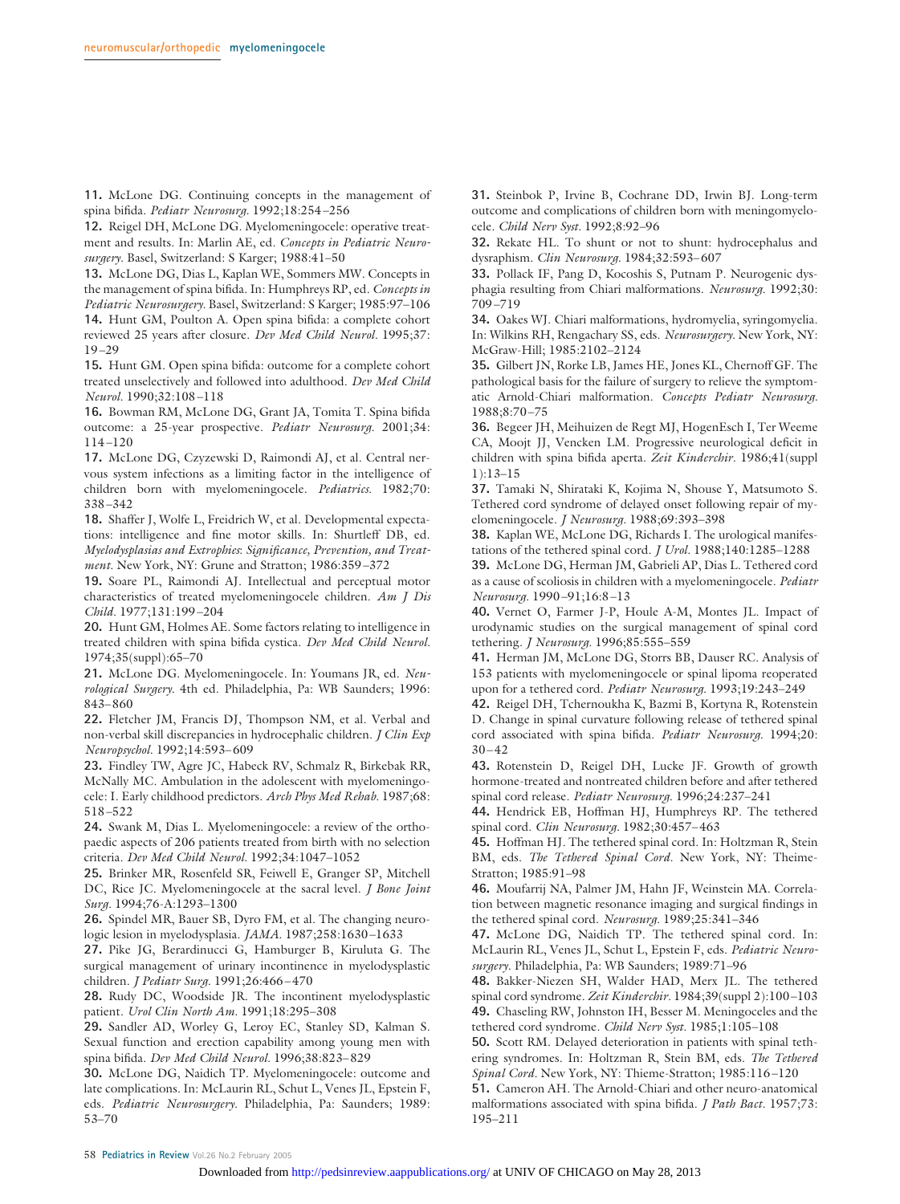11. McLone DG. Continuing concepts in the management of spina bifida. *Pediatr Neurosurg.* 1992;18:254–256

12. Reigel DH, McLone DG. Myelomeningocele: operative treatment and results. In: Marlin AE, ed. *Concepts in Pediatric Neurosurgery.* Basel, Switzerland: S Karger; 1988:41–50

13. McLone DG, Dias L, Kaplan WE, Sommers MW. Concepts in the management of spina bifida. In: Humphreys RP, ed. *Concepts in Pediatric Neurosurgery.* Basel, Switzerland: S Karger; 1985:97–106

14. Hunt GM, Poulton A. Open spina bifida: a complete cohort reviewed 25 years after closure. *Dev Med Child Neurol.* 1995;37:19–29

15. Hunt GM. Open spina bifida: outcome for a complete cohort treated unselectively and followed into adulthood. *Dev Med Child Neurol.* 1990;32:108–118

16. Bowman RM, McLone DG, Grant JA, Tomita T. Spina bifida outcome: a 25-year prospective. *Pediatr Neurosurg.* 2001;34:114–120

17. McLone DG, Czyzewski D, Raimondi AJ, et al. Central nervous system infections as a limiting factor in the intelligence of children born with myelomeningocele. *Pediatrics.* 1982;70:338–342

18. Shaffer J, Wolfe L, Freidrich W, et al. Developmental expectations: intelligence and fine motor skills. In: Shurtleff DB, ed. *Myelodysplasias and Extrophies: Significance, Prevention, and Treatment.* New York, NY: Grune and Stratton; 1986:359–372

19. Soare PL, Raimondi AJ. Intellectual and perceptual motor characteristics of treated myelomeningocele children. *Am J Dis Child.* 1977;131:199–204

20. Hunt GM, Holmes AE. Some factors relating to intelligence in treated children with spina bifida cystica. *Dev Med Child Neurol.* 1974;35(suppl):65–70

21. McLone DG. Myelomeningocele. In: Youmans JR, ed. *Neurological Surgery.* 4th ed. Philadelphia, Pa: WB Saunders; 1996:843–860

22. Fletcher JM, Francis DJ, Thompson NM, et al. Verbal and non-verbal skill discrepancies in hydrocephalic children. *J Clin Exp Neuropsychol.* 1992;14:593–609

23. Findley TW, Agre JC, Habeck RV, Schmalz R, Birkebak RR, McNally MC. Ambulation in the adolescent with myelomeningocele: I. Early childhood predictors. *Arch Phys Med Rehab.* 1987;68:518–522

24. Swank M, Dias L. Myelomeningocele: a review of the orthopaedic aspects of 206 patients treated from birth with no selection criteria. *Dev Med Child Neurol.* 1992;34:1047–1052

25. Brinker MR, Rosenfeld SR, Feiwell E, Granger SP, Mitchell DC, Rice JC. Myelomeningocele at the sacral level. *J Bone Joint Surg.* 1994;76-A:1293–1300

26. Spindel MR, Bauer SB, Dyro FM, et al. The changing neurologic lesion in myelodysplasia. *JAMA.* 1987;258:1630–1633

27. Pike JG, Berardinucci G, Hamburger B, Kiruluta G. The surgical management of urinary incontinence in myelodysplastic children. *J Pediatr Surg.* 1991;26:466–470

28. Rudy DC, Woodside JR. The incontinent myelodysplastic patient. *Urol Clin North Am.* 1991;18:295–308

29. Sandler AD, Worley G, Leroy EC, Stanley SD, Kalman S. Sexual function and erection capability among young men with spina bifida. *Dev Med Child Neurol.* 1996;38:823–829

30. McLone DG, Naidich TP. Myelomeningocele: outcome and late complications. In: McLaurin RL, Schut L, Venes JL, Epstein F, eds. *Pediatric Neurosurgery.* Philadelphia, Pa: Saunders; 1989:53–70

31. Steinbok P, Irvine B, Cochrane DD, Irwin BJ. Long-term outcome and complications of children born with meningomyelocele. *Child Nerv Syst.* 1992;8:92–96

32. Rekate HL. To shunt or not to shunt: hydrocephalus and dysraphism. *Clin Neurosurg.* 1984;32:593–607

33. Pollack IF, Pang D, Kocoshis S, Putnam P. Neurogenic dysphagia resulting from Chiari malformations. *Neurosurg.* 1992;30:709–719

34. Oakes WJ. Chiari malformations, hydromyelia, syringomyelia. In: Wilkins RH, Rengachary SS, eds. *Neurosurgery.* New York, NY: McGraw-Hill; 1985:2102–2124

35. Gilbert JN, Rorke LB, James HE, Jones KL, Chernoff GF. The pathological basis for the failure of surgery to relieve the symptomatic Arnold-Chiari malformation. *Concepts Pediatr Neurosurg.* 1988;8:70–75

36. Begeer JH, Meihuizen de Regt MJ, HogenEsch I, Ter Weeme CA, Moojt JJ, Vencken LM. Progressive neurological deficit in children with spina bifida aperta. *Zeit Kinderchir.* 1986;41(suppl 1):13–15

37. Tamaki N, Shirataki K, Kojima N, Shouse Y, Matsumoto S. Tethered cord syndrome of delayed onset following repair of myelomeningocele. *J Neurosurg.* 1988;69:393–398

38. Kaplan WE, McLone DG, Richards I. The urological manifestations of the tethered spinal cord. *J Urol.* 1988;140:1285–1288

39. McLone DG, Herman JM, Gabrieli AP, Dias L. Tethered cord as a cause of scoliosis in children with a myelomeningocele. *Pediatr Neurosurg.* 1990–91;16:8–13

40. Vernet O, Farmer J-P, Houle A-M, Montes JL. Impact of urodynamic studies on the surgical management of spinal cord tethering. *J Neurosurg.* 1996;85:555–559

41. Herman JM, McLone DG, Storrs BB, Dauser RC. Analysis of 153 patients with myelomeningocele or spinal lipoma reoperated upon for a tethered cord. *Pediatr Neurosurg.* 1993;19:243–249

42. Reigel DH, Tchernoukha K, Bazmi B, Kortyna R, Rotenstein D. Change in spinal curvature following release of tethered spinal cord associated with spina bifida. *Pediatr Neurosurg.* 1994;20:30–42

43. Rotenstein D, Reigel DH, Lucke JF. Growth of growth hormone-treated and nontreated children before and after tethered spinal cord release. *Pediatr Neurosurg.* 1996;24:237–241

44. Hendrick EB, Hoffman HJ, Humphreys RP. The tethered spinal cord. *Clin Neurosurg.* 1982;30:457–463

45. Hoffman HJ. The tethered spinal cord. In: Holtzman R, Stein BM, eds. *The Tethered Spinal Cord.* New York, NY: Theime-Stratton; 1985:91–98

46. Moufarrij NA, Palmer JM, Hahn JF, Weinstein MA. Correlation between magnetic resonance imaging and surgical findings in the tethered spinal cord. *Neurosurg.* 1989;25:341–346

47. McLone DG, Naidich TP. The tethered spinal cord. In: McLaurin RL, Venes JL, Schut L, Epstein F, eds. *Pediatric Neurosurgery.* Philadelphia, Pa: WB Saunders; 1989:71–96

48. Bakker-Niezen SH, Walder HAD, Merx JL. The tethered spinal cord syndrome. *Zeit Kinderchir.* 1984;39(suppl 2):100–103

49. Chaseling RW, Johnston IH, Besser M. Meningoceles and the tethered cord syndrome. *Child Nerv Syst.* 1985;1:105–108

50. Scott RM. Delayed deterioration in patients with spinal tethering syndromes. In: Holtzman R, Stein BM, eds. *The Tethered Spinal Cord.* New York, NY: Thieme-Stratton; 1985:116–120

51. Cameron AH. The Arnold-Chiari and other neuro-anatomical malformations associated with spina bifida. *J Path Bact.* 1957;73:195–211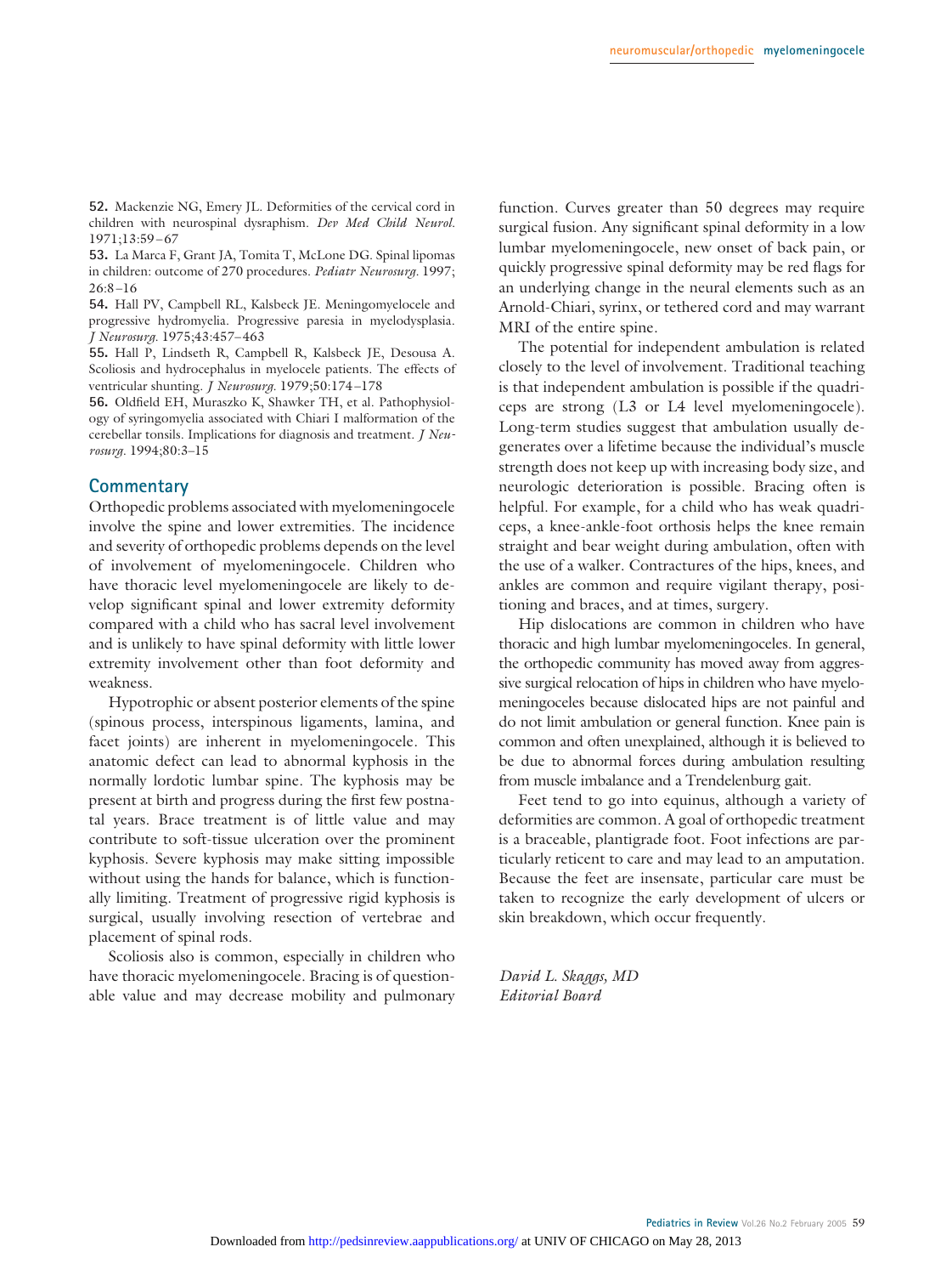**52.** Mackenzie NG, Emery JL. Deformities of the cervical cord in children with neurospinal dysraphism. *Dev Med Child Neurol.* 1971;13:59–67

**53.** La Marca F, Grant JA, Tomita T, McLone DG. Spinal lipomas in children: outcome of 270 procedures. *Pediatr Neurosurg.* 1997; 26:8–16

**54.** Hall PV, Campbell RL, Kalsbeck JE. Meningomyelocele and progressive hydromyelia. Progressive paresia in myelodysplasia. *J Neurosurg.* 1975;43:457–463

**55.** Hall P, Lindseth R, Campbell R, Kalsbeck JE, Desousa A. Scoliosis and hydrocephalus in myelocele patients. The effects of ventricular shunting. *J Neurosurg.* 1979;50:174–178

**56.** Oldfield EH, Muraszko K, Shawker TH, et al. Pathophysiology of syringomyelia associated with Chiari I malformation of the cerebellar tonsils. Implications for diagnosis and treatment. *J Neurosurg.* 1994;80:3–15

## Commentary

Orthopedic problems associated with myelomeningocele involve the spine and lower extremities. The incidence and severity of orthopedic problems depends on the level of involvement of myelomeningocele. Children who have thoracic level myelomeningocele are likely to develop significant spinal and lower extremity deformity compared with a child who has sacral level involvement and is unlikely to have spinal deformity with little lower extremity involvement other than foot deformity and weakness.

Hypotrophic or absent posterior elements of the spine (spinous process, interspinous ligaments, lamina, and facet joints) are inherent in myelomeningocele. This anatomic defect can lead to abnormal kyphosis in the normally lordotic lumbar spine. The kyphosis may be present at birth and progress during the first few postnatal years. Brace treatment is of little value and may contribute to soft-tissue ulceration over the prominent kyphosis. Severe kyphosis may make sitting impossible without using the hands for balance, which is functionally limiting. Treatment of progressive rigid kyphosis is surgical, usually involving resection of vertebrae and placement of spinal rods.

Scoliosis also is common, especially in children who have thoracic myelomeningocele. Bracing is of questionable value and may decrease mobility and pulmonary function. Curves greater than 50 degrees may require surgical fusion. Any significant spinal deformity in a low lumbar myelomeningocele, new onset of back pain, or quickly progressive spinal deformity may be red flags for an underlying change in the neural elements such as an Arnold-Chiari, syrinx, or tethered cord and may warrant MRI of the entire spine.

The potential for independent ambulation is related closely to the level of involvement. Traditional teaching is that independent ambulation is possible if the quadriceps are strong (L3 or L4 level myelomeningocele). Long-term studies suggest that ambulation usually degenerates over a lifetime because the individual's muscle strength does not keep up with increasing body size, and neurologic deterioration is possible. Bracing often is helpful. For example, for a child who has weak quadriceps, a knee-ankle-foot orthosis helps the knee remain straight and bear weight during ambulation, often with the use of a walker. Contractures of the hips, knees, and ankles are common and require vigilant therapy, positioning and braces, and at times, surgery.

Hip dislocations are common in children who have thoracic and high lumbar myelomeningoceles. In general, the orthopedic community has moved away from aggressive surgical relocation of hips in children who have myelomeningoceles because dislocated hips are not painful and do not limit ambulation or general function. Knee pain is common and often unexplained, although it is believed to be due to abnormal forces during ambulation resulting from muscle imbalance and a Trendelenburg gait.

Feet tend to go into equinus, although a variety of deformities are common. A goal of orthopedic treatment is a braceable, plantigrade foot. Foot infections are particularly reticent to care and may lead to an amputation. Because the feet are insensate, particular care must be taken to recognize the early development of ulcers or skin breakdown, which occur frequently.

*David L. Skaggs, MD*
*Editorial Board*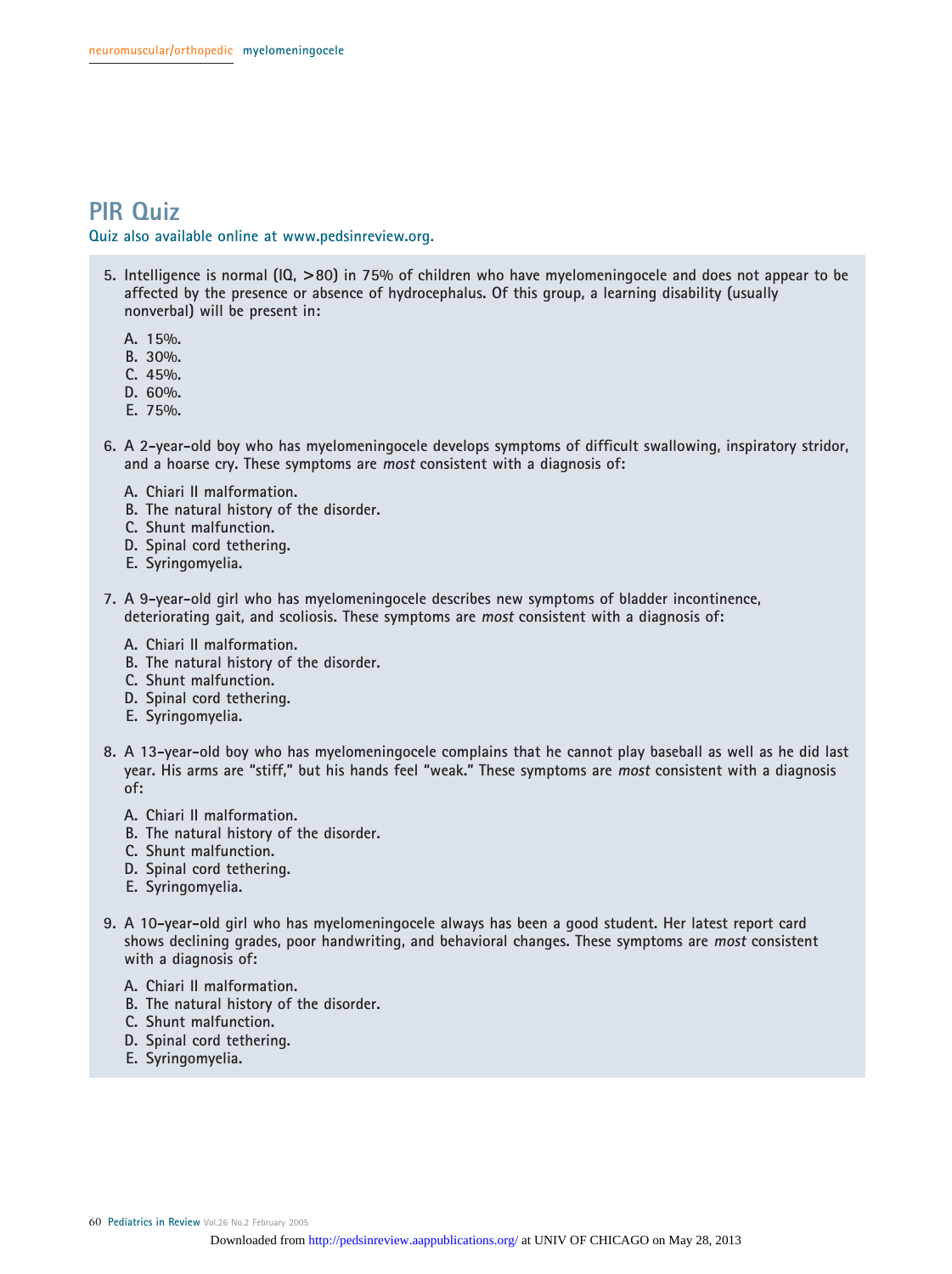## PIR Quiz

**Quiz also available online at www.pedsinreview.org.**

5. Intelligence is normal (IQ, >80) in 75% of children who have myelomeningocele and does not appear to be affected by the presence or absence of hydrocephalus. Of this group, a learning disability (usually nonverbal) will be present in:

   A. 15%.
   B. 30%.
   C. 45%.
   D. 60%.
   E. 75%.

6. A 2-year-old boy who has myelomeningocele develops symptoms of difficult swallowing, inspiratory stridor, and a hoarse cry. These symptoms are *most* consistent with a diagnosis of:

   A. Chiari II malformation.
   B. The natural history of the disorder.
   C. Shunt malfunction.
   D. Spinal cord tethering.
   E. Syringomyelia.

7. A 9-year-old girl who has myelomeningocele describes new symptoms of bladder incontinence, deteriorating gait, and scoliosis. These symptoms are *most* consistent with a diagnosis of:

   A. Chiari II malformation.
   B. The natural history of the disorder.
   C. Shunt malfunction.
   D. Spinal cord tethering.
   E. Syringomyelia.

8. A 13-year-old boy who has myelomeningocele complains that he cannot play baseball as well as he did last year. His arms are "stiff," but his hands feel "weak." These symptoms are *most* consistent with a diagnosis of:

   A. Chiari II malformation.
   B. The natural history of the disorder.
   C. Shunt malfunction.
   D. Spinal cord tethering.
   E. Syringomyelia.

9. A 10-year-old girl who has myelomeningocele always has been a good student. Her latest report card shows declining grades, poor handwriting, and behavioral changes. These symptoms are *most* consistent with a diagnosis of:

   A. Chiari II malformation.
   B. The natural history of the disorder.
   C. Shunt malfunction.
   D. Spinal cord tethering.
   E. Syringomyelia.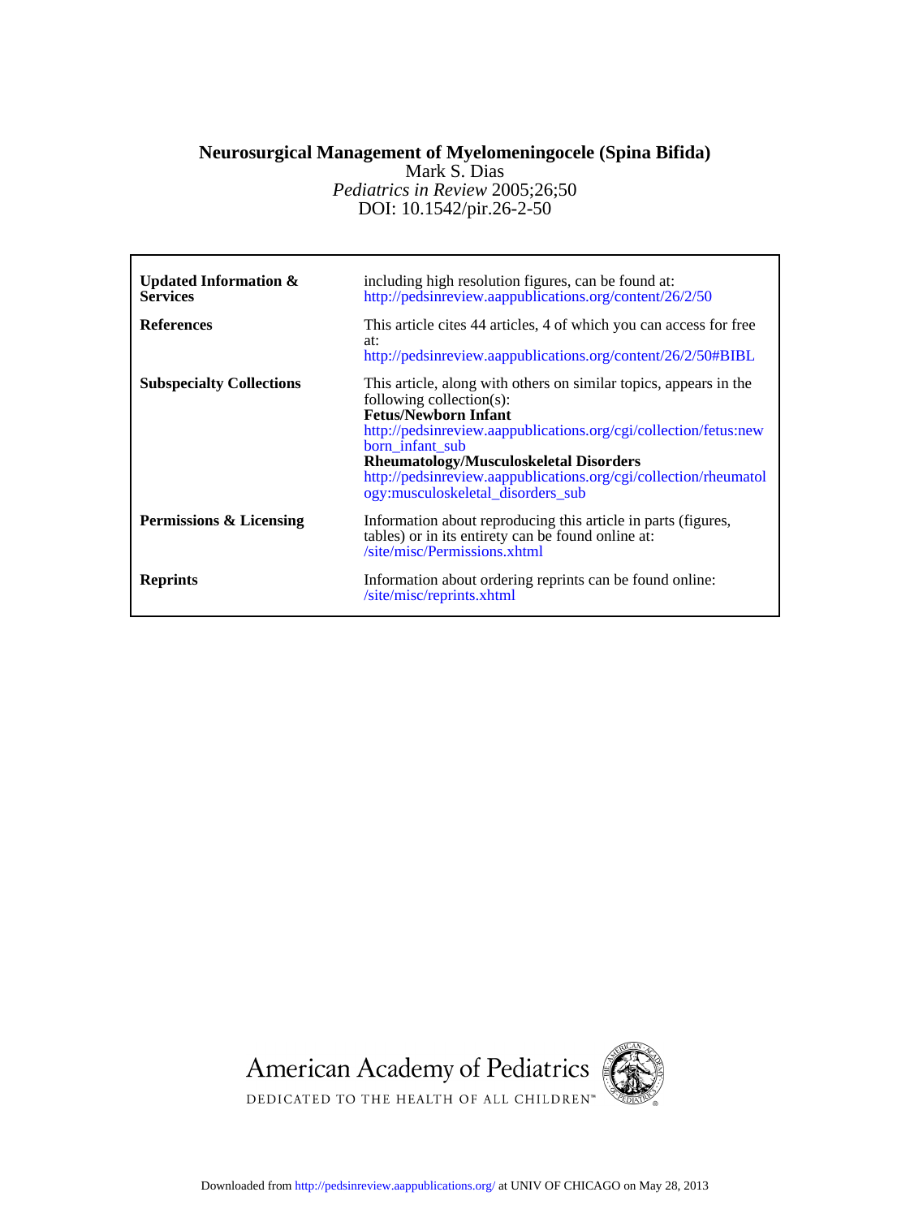# Neurosurgical Management of Myelomeningocele (Spina Bifida)

Mark S. Dias

*Pediatrics in Review* 2005;26;50

DOI: 10.1542/pir.26-2-50

| | |
|---|---|
| **Updated Information & Services** | including high resolution figures, can be found at: http://pedsinreview.aappublications.org/content/26/2/50 |
| **References** | This article cites 44 articles, 4 of which you can access for free at: http://pedsinreview.aappublications.org/content/26/2/50#BIBL |
| **Subspecialty Collections** | This article, along with others on similar topics, appears in the following collection(s): **Fetus/Newborn Infant** http://pedsinreview.aappublications.org/cgi/collection/fetus:newborn_infant_sub **Rheumatology/Musculoskeletal Disorders** http://pedsinreview.aappublications.org/cgi/collection/rheumatology:musculoskeletal_disorders_sub |
| **Permissions & Licensing** | Information about reproducing this article in parts (figures, tables) or in its entirety can be found online at: /site/misc/Permissions.xhtml |
| **Reprints** | Information about ordering reprints can be found online: /site/misc/reprints.xhtml |

American Academy of Pediatrics

DEDICATED TO THE HEALTH OF ALL CHILDREN™

Downloaded from http://pedsinreview.aappublications.org/ at UNIV OF CHICAGO on May 28, 2013